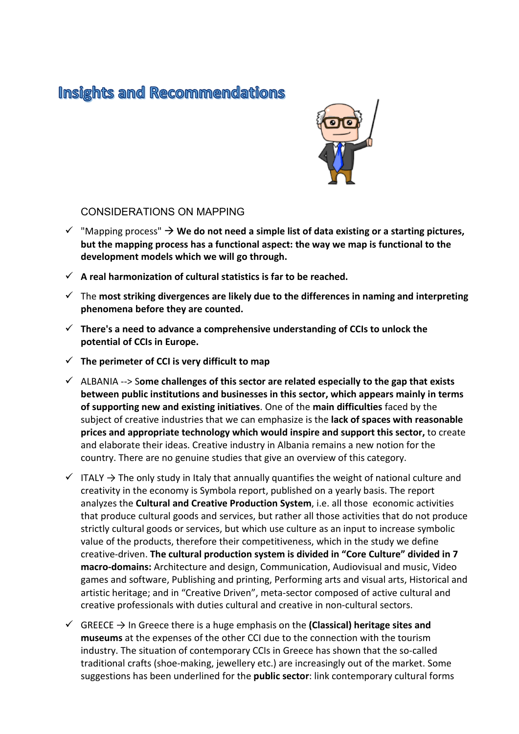# Insights and Recommendations

CONSIDERATIONS ON MAPPING

- ✓ "Mapping process" → **We do not need a simple list of data existing or a starting pictures, but the mapping process has a functional aspect: the way we map is functional to the development models which we will go through.**
- ✓ **A real harmonization of cultural statistics is far to be reached.**
- ✓ The **most striking divergences are likely due to the differences in naming and interpreting phenomena before they are counted.**
- ✓ **There's a need to advance a comprehensive understanding of CCIs to unlock the potential of CCIs in Europe.**
- ✓ **The perimeter of CCI is very difficult to map**
- ✓ ALBANIA --> S**ome challenges of this sector are related especially to the gap that exists between public institutions and businesses in this sector, which appears mainly in terms of supporting new and existing initiatives**. One of the **main difficulties** faced by the subject of creative industries that we can emphasize is the **lack of spaces with reasonable prices and appropriate technology which would inspire and support this sector,** to create and elaborate their ideas. Creative industry in Albania remains a new notion for the country. There are no genuine studies that give an overview of this category.
- ✓ ITALY → The only study in Italy that annually quantifies the weight of national culture and creativity in the economy is Symbola report, published on a yearly basis. The report analyzes the **Cultural and Creative Production System**, i.e. all those economic activities that produce cultural goods and services, but rather all those activities that do not produce strictly cultural goods or services, but which use culture as an input to increase symbolic value of the products, therefore their competitiveness, which in the study we define creative-driven. **The cultural production system is divided in "Core Culture" divided in 7 macro-domains:** Architecture and design, Communication, Audiovisual and music, Video games and software, Publishing and printing, Performing arts and visual arts, Historical and artistic heritage; and in "Creative Driven", meta-sector composed of active cultural and creative professionals with duties cultural and creative in non-cultural sectors.
- ✓ GREECE → In Greece there is a huge emphasis on the **(Classical) heritage sites and museums** at the expenses of the other CCI due to the connection with the tourism industry. The situation of contemporary CCIs in Greece has shown that the so-called traditional crafts (shoe-making, jewellery etc.) are increasingly out of the market. Some suggestions has been underlined for the **public sector**: link contemporary cultural forms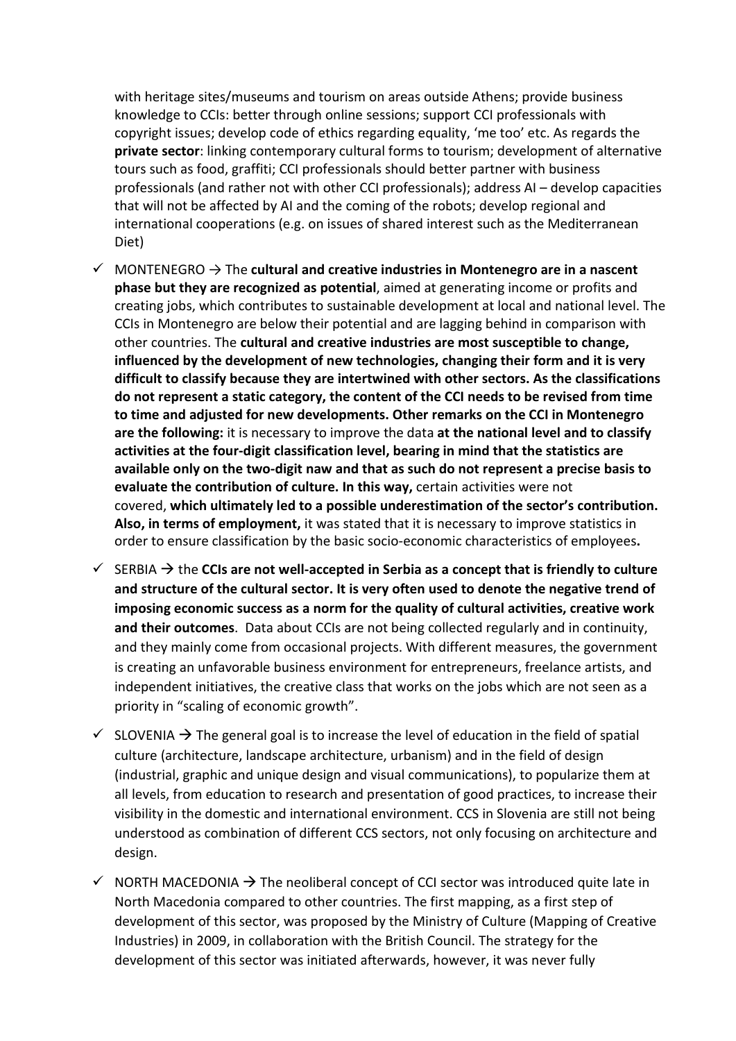with heritage sites/museums and tourism on areas outside Athens; provide business knowledge to CCIs: better through online sessions; support CCI professionals with copyright issues; develop code of ethics regarding equality, 'me too' etc. As regards the **private sector**: linking contemporary cultural forms to tourism; development of alternative tours such as food, graffiti; CCI professionals should better partner with business professionals (and rather not with other CCI professionals); address AI – develop capacities that will not be affected by AI and the coming of the robots; develop regional and international cooperations (e.g. on issues of shared interest such as the Mediterranean Diet)

- ✓ MONTENEGRO → The **cultural and creative industries in Montenegro are in a nascent phase but they are recognized as potential**, aimed at generating income or profits and creating jobs, which contributes to sustainable development at local and national level. The CCIs in Montenegro are below their potential and are lagging behind in comparison with other countries. The **cultural and creative industries are most susceptible to change, influenced by the development of new technologies, changing their form and it is very difficult to classify because they are intertwined with other sectors. As the classifications do not represent a static category, the content of the CCI needs to be revised from time to time and adjusted for new developments. Other remarks on the CCI in Montenegro are the following:** it is necessary to improve the data **at the national level and to classify activities at the four-digit classification level, bearing in mind that the statistics are available only on the two-digit naw and that as such do not represent a precise basis to evaluate the contribution of culture. In this way,** certain activities were not covered, **which ultimately led to a possible underestimation of the sector's contribution. Also, in terms of employment,** it was stated that it is necessary to improve statistics in order to ensure classification by the basic socio-economic characteristics of employees**.**

- ✓ SERBIA → the **CCIs are not well-accepted in Serbia as a concept that is friendly to culture and structure of the cultural sector. It is very often used to denote the negative trend of imposing economic success as a norm for the quality of cultural activities, creative work and their outcomes**. Data about CCIs are not being collected regularly and in continuity, and they mainly come from occasional projects. With different measures, the government is creating an unfavorable business environment for entrepreneurs, freelance artists, and independent initiatives, the creative class that works on the jobs which are not seen as a priority in "scaling of economic growth".

- ✓ SLOVENIA → The general goal is to increase the level of education in the field of spatial culture (architecture, landscape architecture, urbanism) and in the field of design (industrial, graphic and unique design and visual communications), to popularize them at all levels, from education to research and presentation of good practices, to increase their visibility in the domestic and international environment. CCS in Slovenia are still not being understood as combination of different CCS sectors, not only focusing on architecture and design.

- ✓ NORTH MACEDONIA → The neoliberal concept of CCI sector was introduced quite late in North Macedonia compared to other countries. The first mapping, as a first step of development of this sector, was proposed by the Ministry of Culture (Mapping of Creative Industries) in 2009, in collaboration with the British Council. The strategy for the development of this sector was initiated afterwards, however, it was never fully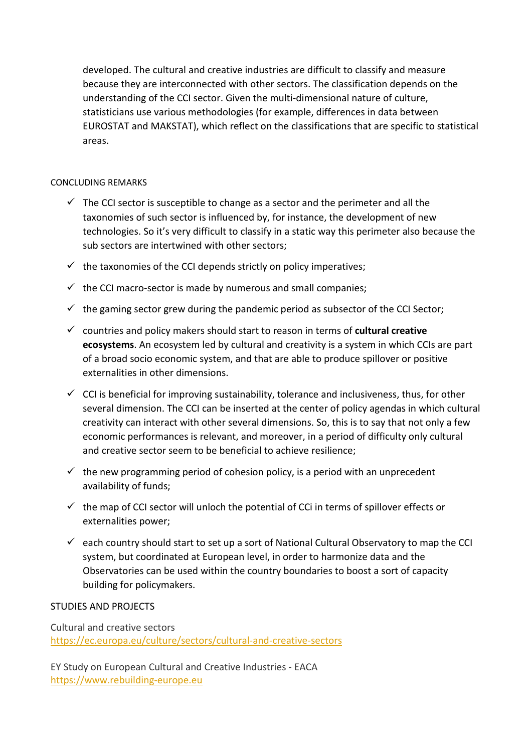developed. The cultural and creative industries are difficult to classify and measure because they are interconnected with other sectors. The classification depends on the understanding of the CCI sector. Given the multi-dimensional nature of culture, statisticians use various methodologies (for example, differences in data between EUROSTAT and MAKSTAT), which reflect on the classifications that are specific to statistical areas.

CONCLUDING REMARKS

- ✓ The CCI sector is susceptible to change as a sector and the perimeter and all the taxonomies of such sector is influenced by, for instance, the development of new technologies. So it's very difficult to classify in a static way this perimeter also because the sub sectors are intertwined with other sectors;
- ✓ the taxonomies of the CCI depends strictly on policy imperatives;
- ✓ the CCI macro-sector is made by numerous and small companies;
- ✓ the gaming sector grew during the pandemic period as subsector of the CCI Sector;
- ✓ countries and policy makers should start to reason in terms of **cultural creative ecosystems**. An ecosystem led by cultural and creativity is a system in which CCIs are part of a broad socio economic system, and that are able to produce spillover or positive externalities in other dimensions.
- ✓ CCI is beneficial for improving sustainability, tolerance and inclusiveness, thus, for other several dimension. The CCI can be inserted at the center of policy agendas in which cultural creativity can interact with other several dimensions. So, this is to say that not only a few economic performances is relevant, and moreover, in a period of difficulty only cultural and creative sector seem to be beneficial to achieve resilience;
- ✓ the new programming period of cohesion policy, is a period with an unprecedent availability of funds;
- ✓ the map of CCI sector will unloch the potential of CCi in terms of spillover effects or externalities power;
- ✓ each country should start to set up a sort of National Cultural Observatory to map the CCI system, but coordinated at European level, in order to harmonize data and the Observatories can be used within the country boundaries to boost a sort of capacity building for policymakers.

STUDIES AND PROJECTS

Cultural and creative sectors
https://ec.europa.eu/culture/sectors/cultural-and-creative-sectors

EY Study on European Cultural and Creative Industries - EACA
https://www.rebuilding-europe.eu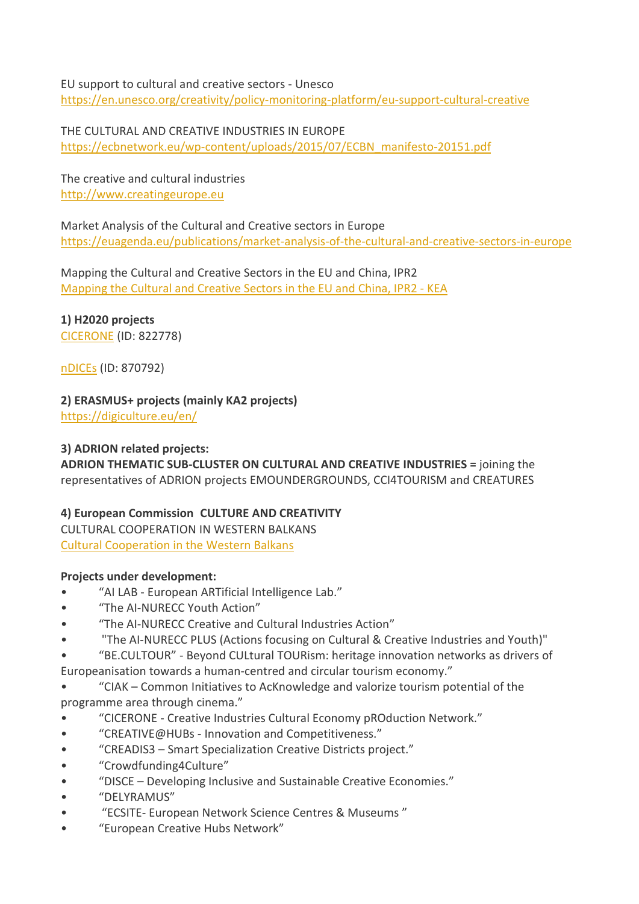EU support to cultural and creative sectors - Unesco
https://en.unesco.org/creativity/policy-monitoring-platform/eu-support-cultural-creative

THE CULTURAL AND CREATIVE INDUSTRIES IN EUROPE
https://ecbnetwork.eu/wp-content/uploads/2015/07/ECBN_manifesto-20151.pdf

The creative and cultural industries
http://www.creatingeurope.eu

Market Analysis of the Cultural and Creative sectors in Europe
https://euagenda.eu/publications/market-analysis-of-the-cultural-and-creative-sectors-in-europe

Mapping the Cultural and Creative Sectors in the EU and China, IPR2
Mapping the Cultural and Creative Sectors in the EU and China, IPR2 - KEA

**1) H2020 projects**
CICERONE (ID: 822778)

nDICEs (ID: 870792)

**2) ERASMUS+ projects (mainly KA2 projects)**
https://digiculture.eu/en/

**3) ADRION related projects:**
**ADRION THEMATIC SUB-CLUSTER ON CULTURAL AND CREATIVE INDUSTRIES =** joining the representatives of ADRION projects EMOUNDERGROUNDS, CCI4TOURISM and CREATURES

**4) European Commission CULTURE AND CREATIVITY**
CULTURAL COOPERATION IN WESTERN BALKANS
Cultural Cooperation in the Western Balkans

**Projects under development:**

- "AI LAB - European ARTificial Intelligence Lab."
- "The AI-NURECC Youth Action"
- "The AI-NURECC Creative and Cultural Industries Action"
- "The AI-NURECC PLUS (Actions focusing on Cultural & Creative Industries and Youth)"
- "BE.CULTOUR" - Beyond CULtural TOURism: heritage innovation networks as drivers of Europeanisation towards a human-centred and circular tourism economy."
- "CIAK – Common Initiatives to AcKnowledge and valorize tourism potential of the programme area through cinema."
- "CICERONE - Creative Industries Cultural Economy pROduction Network."
- "CREATIVE@HUBs - Innovation and Competitiveness."
- "CREADIS3 – Smart Specialization Creative Districts project."
- "Crowdfunding4Culture"
- "DISCE – Developing Inclusive and Sustainable Creative Economies."
- "DELYRAMUS"
- "ECSITE- European Network Science Centres & Museums "
- "European Creative Hubs Network"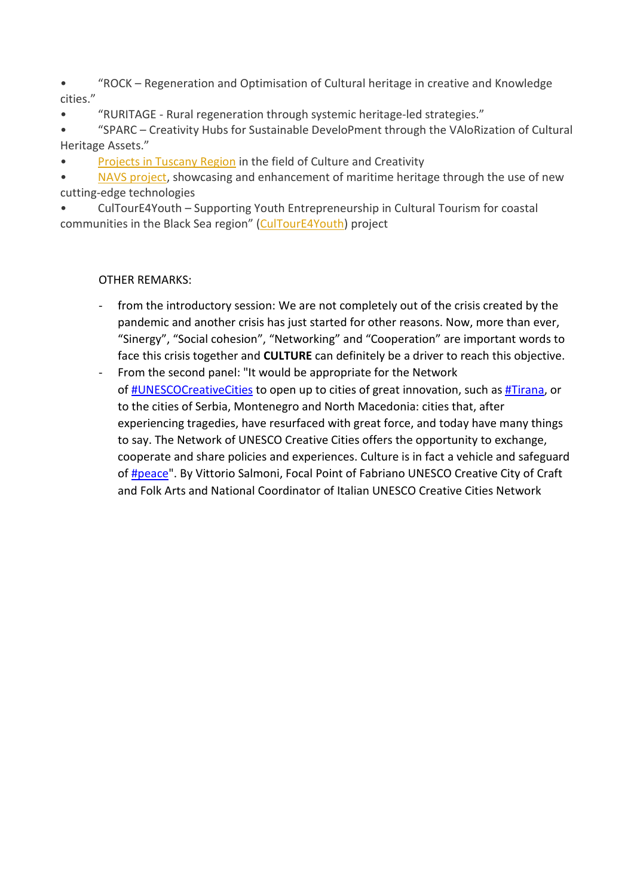- “ROCK – Regeneration and Optimisation of Cultural heritage in creative and Knowledge cities.”
- “RURITAGE - Rural regeneration through systemic heritage-led strategies.”
- “SPARC – Creativity Hubs for Sustainable DeveloPment through the VAloRization of Cultural Heritage Assets.”
- Projects in Tuscany Region in the field of Culture and Creativity
- NAVS project, showcasing and enhancement of maritime heritage through the use of new cutting-edge technologies
- CulTourE4Youth – Supporting Youth Entrepreneurship in Cultural Tourism for coastal communities in the Black Sea region” (CulTourE4Youth) project

OTHER REMARKS:

- from the introductory session: We are not completely out of the crisis created by the pandemic and another crisis has just started for other reasons. Now, more than ever, “Sinergy”, “Social cohesion”, “Networking” and “Cooperation” are important words to face this crisis together and **CULTURE** can definitely be a driver to reach this objective.
- From the second panel: "It would be appropriate for the Network of #UNESCOCreativeCities to open up to cities of great innovation, such as #Tirana, or to the cities of Serbia, Montenegro and North Macedonia: cities that, after experiencing tragedies, have resurfaced with great force, and today have many things to say. The Network of UNESCO Creative Cities offers the opportunity to exchange, cooperate and share policies and experiences. Culture is in fact a vehicle and safeguard of #peace". By Vittorio Salmoni, Focal Point of Fabriano UNESCO Creative City of Craft and Folk Arts and National Coordinator of Italian UNESCO Creative Cities Network